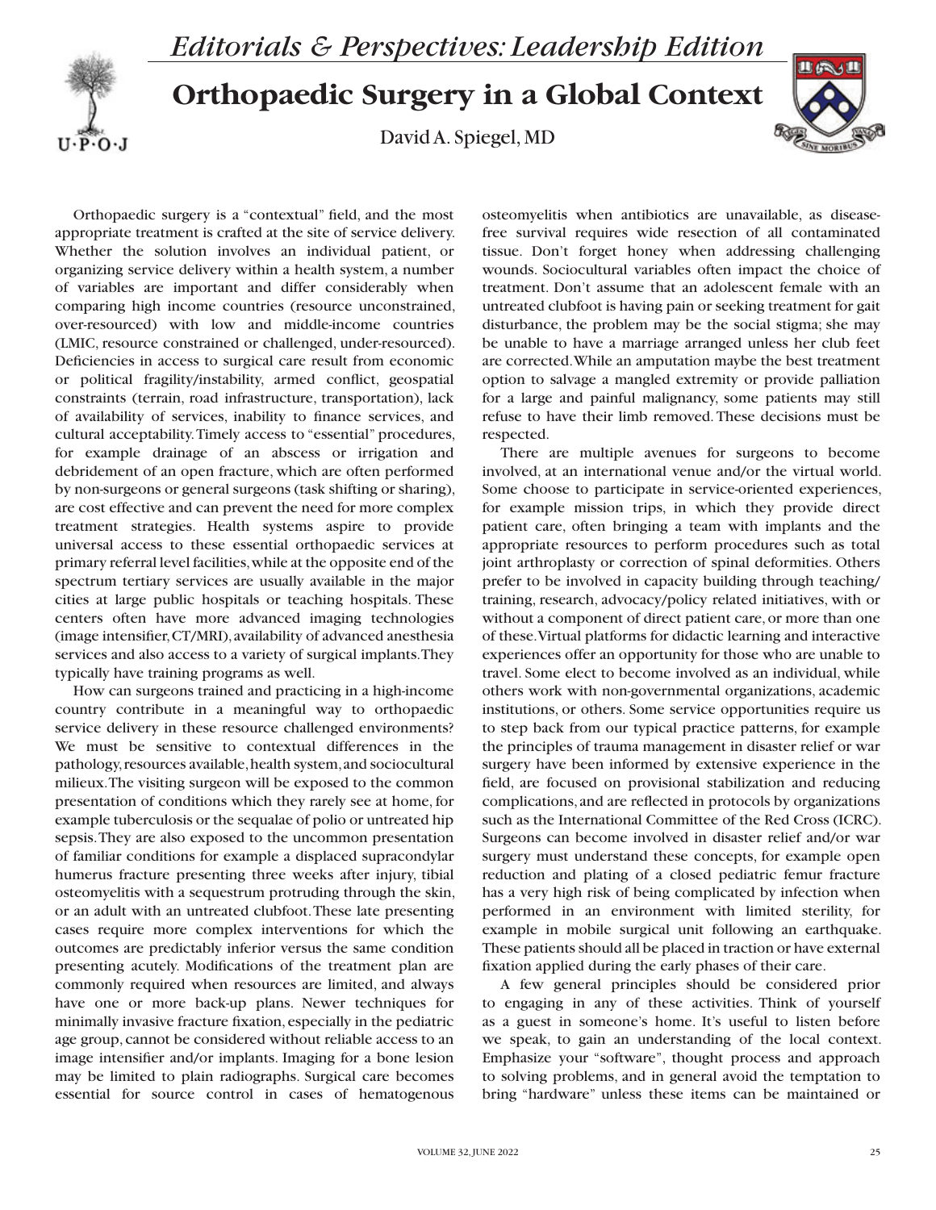*Editorials & Perspectives: Leadership Edition*

# Orthopaedic Surgery in a Global Context

David A. Spiegel, MD

Orthopaedic surgery is a "contextual" field, and the most appropriate treatment is crafted at the site of service delivery. Whether the solution involves an individual patient, or organizing service delivery within a health system, a number of variables are important and differ considerably when comparing high income countries (resource unconstrained, over-resourced) with low and middle-income countries (LMIC, resource constrained or challenged, under-resourced). Deficiencies in access to surgical care result from economic or political fragility/instability, armed conflict, geospatial constraints (terrain, road infrastructure, transportation), lack of availability of services, inability to finance services, and cultural acceptability. Timely access to "essential" procedures, for example drainage of an abscess or irrigation and debridement of an open fracture, which are often performed by non-surgeons or general surgeons (task shifting or sharing), are cost effective and can prevent the need for more complex treatment strategies. Health systems aspire to provide universal access to these essential orthopaedic services at primary referral level facilities, while at the opposite end of the spectrum tertiary services are usually available in the major cities at large public hospitals or teaching hospitals. These centers often have more advanced imaging technologies (image intensifier, CT/MRI), availability of advanced anesthesia services and also access to a variety of surgical implants. They typically have training programs as well.

How can surgeons trained and practicing in a high-income country contribute in a meaningful way to orthopaedic service delivery in these resource challenged environments? We must be sensitive to contextual differences in the pathology, resources available, health system, and sociocultural milieux. The visiting surgeon will be exposed to the common presentation of conditions which they rarely see at home, for example tuberculosis or the sequalae of polio or untreated hip sepsis. They are also exposed to the uncommon presentation of familiar conditions for example a displaced supracondylar humerus fracture presenting three weeks after injury, tibial osteomyelitis with a sequestrum protruding through the skin, or an adult with an untreated clubfoot. These late presenting cases require more complex interventions for which the outcomes are predictably inferior versus the same condition presenting acutely. Modifications of the treatment plan are commonly required when resources are limited, and always have one or more back-up plans. Newer techniques for minimally invasive fracture fixation, especially in the pediatric age group, cannot be considered without reliable access to an image intensifier and/or implants. Imaging for a bone lesion may be limited to plain radiographs. Surgical care becomes essential for source control in cases of hematogenous osteomyelitis when antibiotics are unavailable, as disease-free survival requires wide resection of all contaminated tissue. Don't forget honey when addressing challenging wounds. Sociocultural variables often impact the choice of treatment. Don't assume that an adolescent female with an untreated clubfoot is having pain or seeking treatment for gait disturbance, the problem may be the social stigma; she may be unable to have a marriage arranged unless her club feet are corrected. While an amputation maybe the best treatment option to salvage a mangled extremity or provide palliation for a large and painful malignancy, some patients may still refuse to have their limb removed. These decisions must be respected.

There are multiple avenues for surgeons to become involved, at an international venue and/or the virtual world. Some choose to participate in service-oriented experiences, for example mission trips, in which they provide direct patient care, often bringing a team with implants and the appropriate resources to perform procedures such as total joint arthroplasty or correction of spinal deformities. Others prefer to be involved in capacity building through teaching/training, research, advocacy/policy related initiatives, with or without a component of direct patient care, or more than one of these. Virtual platforms for didactic learning and interactive experiences offer an opportunity for those who are unable to travel. Some elect to become involved as an individual, while others work with non-governmental organizations, academic institutions, or others. Some service opportunities require us to step back from our typical practice patterns, for example the principles of trauma management in disaster relief or war surgery have been informed by extensive experience in the field, are focused on provisional stabilization and reducing complications, and are reflected in protocols by organizations such as the International Committee of the Red Cross (ICRC). Surgeons can become involved in disaster relief and/or war surgery must understand these concepts, for example open reduction and plating of a closed pediatric femur fracture has a very high risk of being complicated by infection when performed in an environment with limited sterility, for example in mobile surgical unit following an earthquake. These patients should all be placed in traction or have external fixation applied during the early phases of their care.

A few general principles should be considered prior to engaging in any of these activities. Think of yourself as a guest in someone's home. It's useful to listen before we speak, to gain an understanding of the local context. Emphasize your "software", thought process and approach to solving problems, and in general avoid the temptation to bring "hardware" unless these items can be maintained or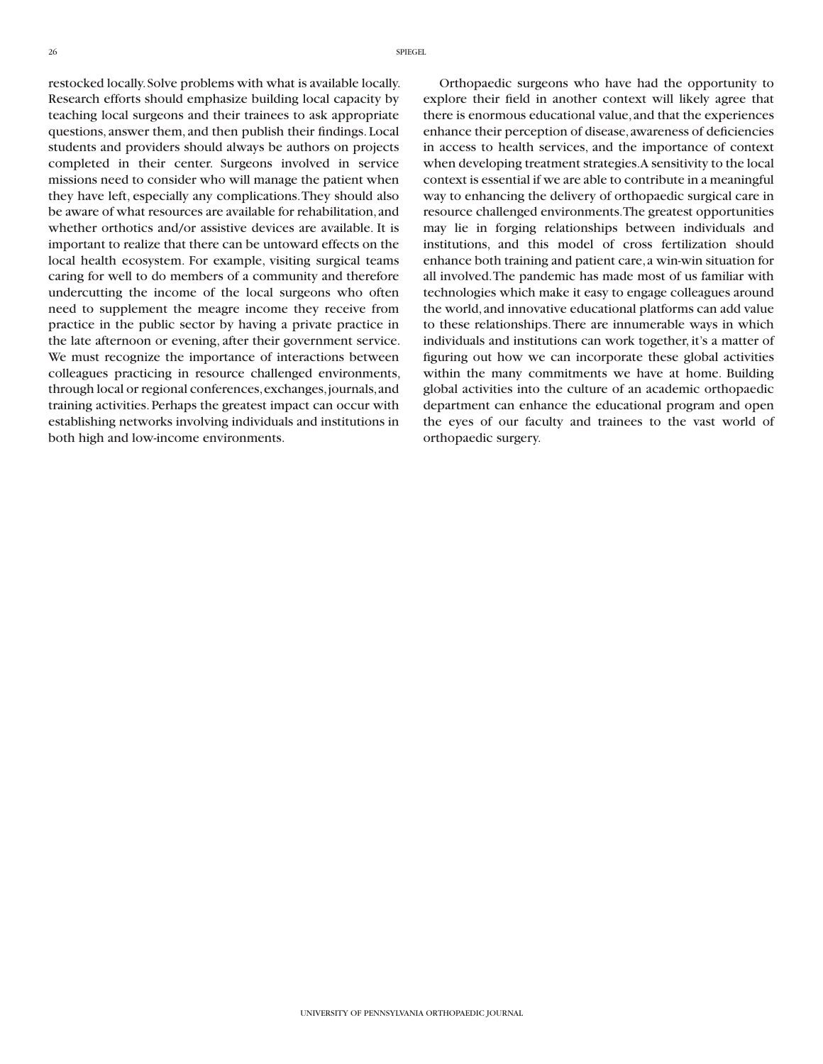restocked locally. Solve problems with what is available locally. Research efforts should emphasize building local capacity by teaching local surgeons and their trainees to ask appropriate questions, answer them, and then publish their findings. Local students and providers should always be authors on projects completed in their center. Surgeons involved in service missions need to consider who will manage the patient when they have left, especially any complications. They should also be aware of what resources are available for rehabilitation, and whether orthotics and/or assistive devices are available. It is important to realize that there can be untoward effects on the local health ecosystem. For example, visiting surgical teams caring for well to do members of a community and therefore undercutting the income of the local surgeons who often need to supplement the meagre income they receive from practice in the public sector by having a private practice in the late afternoon or evening, after their government service. We must recognize the importance of interactions between colleagues practicing in resource challenged environments, through local or regional conferences, exchanges, journals, and training activities. Perhaps the greatest impact can occur with establishing networks involving individuals and institutions in both high and low-income environments.

Orthopaedic surgeons who have had the opportunity to explore their field in another context will likely agree that there is enormous educational value, and that the experiences enhance their perception of disease, awareness of deficiencies in access to health services, and the importance of context when developing treatment strategies. A sensitivity to the local context is essential if we are able to contribute in a meaningful way to enhancing the delivery of orthopaedic surgical care in resource challenged environments. The greatest opportunities may lie in forging relationships between individuals and institutions, and this model of cross fertilization should enhance both training and patient care, a win-win situation for all involved. The pandemic has made most of us familiar with technologies which make it easy to engage colleagues around the world, and innovative educational platforms can add value to these relationships. There are innumerable ways in which individuals and institutions can work together, it's a matter of figuring out how we can incorporate these global activities within the many commitments we have at home. Building global activities into the culture of an academic orthopaedic department can enhance the educational program and open the eyes of our faculty and trainees to the vast world of orthopaedic surgery.